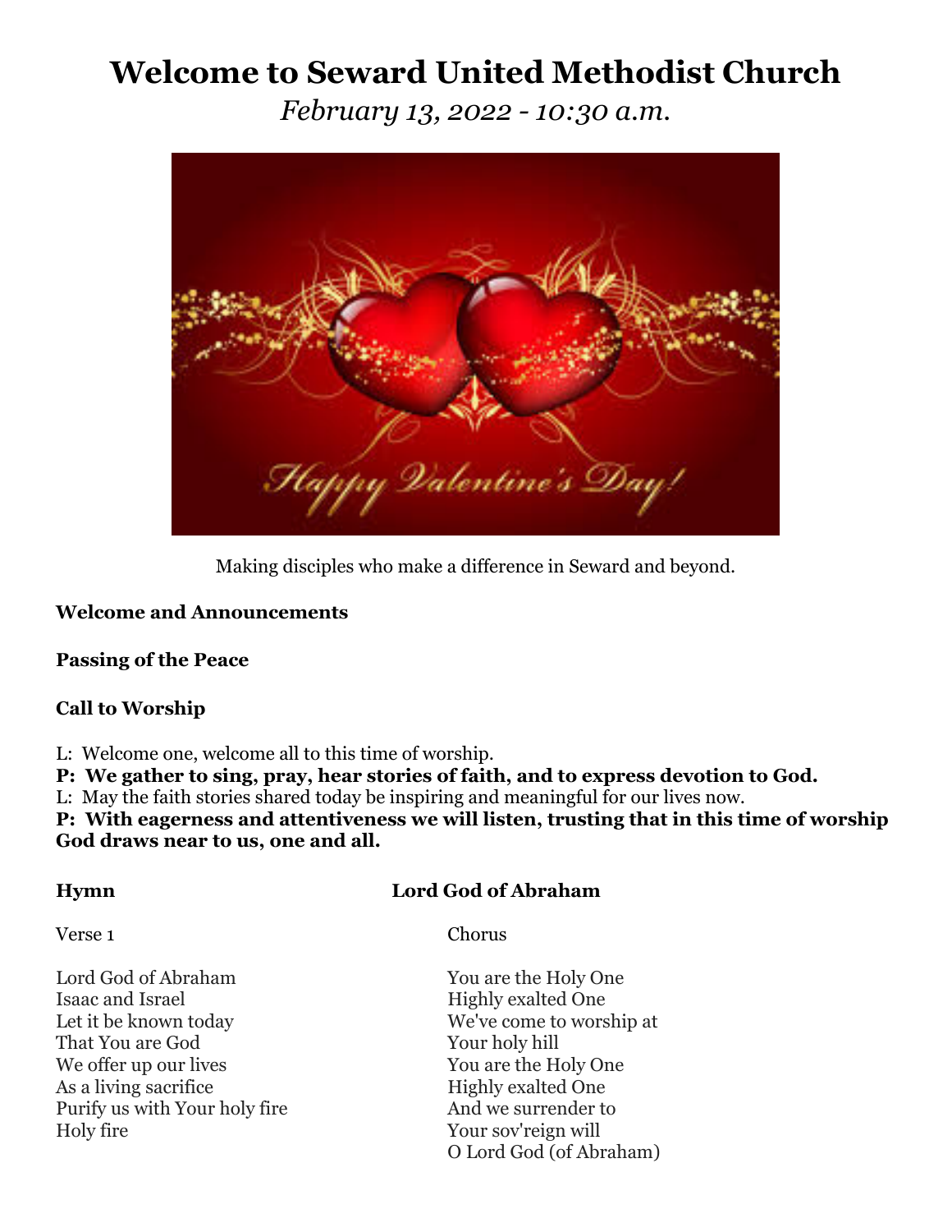# Welcome to Seward United Methodist Church

*February 13, 2022 - 10:30 a.m.*

Making disciples who make a difference in Seward and beyond.

**Welcome and Announcements**

**Passing of the Peace**

**Call to Worship**

L: Welcome one, welcome all to this time of worship.
**P: We gather to sing, pray, hear stories of faith, and to express devotion to God.**
L: May the faith stories shared today be inspiring and meaningful for our lives now.
**P: With eagerness and attentiveness we will listen, trusting that in this time of worship God draws near to us, one and all.**

**Hymn** **Lord God of Abraham**

Verse 1

Lord God of Abraham
Isaac and Israel
Let it be known today
That You are God
We offer up our lives
As a living sacrifice
Purify us with Your holy fire
Holy fire

Chorus

You are the Holy One
Highly exalted One
We've come to worship at
Your holy hill
You are the Holy One
Highly exalted One
And we surrender to
Your sov'reign will
O Lord God (of Abraham)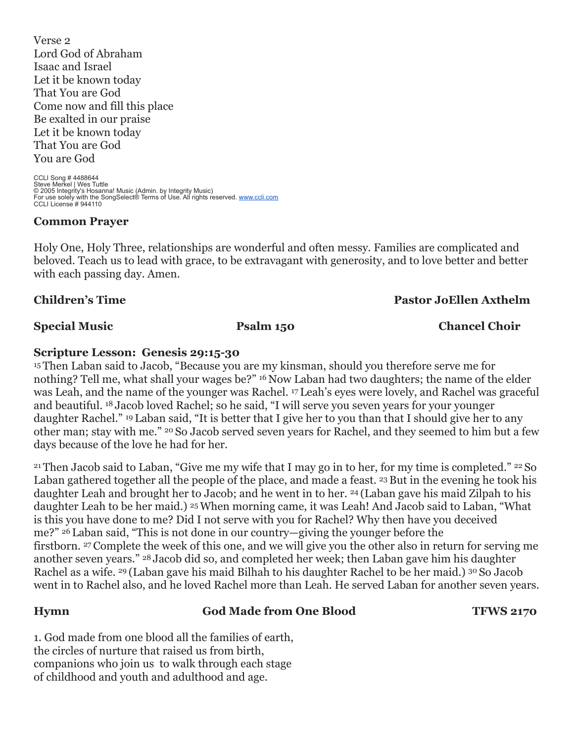Verse 2
Lord God of Abraham
Isaac and Israel
Let it be known today
That You are God
Come now and fill this place
Be exalted in our praise
Let it be known today
That You are God
You are God

CCLI Song # 4488644
Steve Merkel | Wes Tuttle
© 2005 Integrity's Hosanna! Music (Admin. by Integrity Music)
For use solely with the SongSelect® Terms of Use. All rights reserved. www.ccli.com
CCLI License # 944110

**Common Prayer**

Holy One, Holy Three, relationships are wonderful and often messy. Families are complicated and beloved. Teach us to lead with grace, to be extravagant with generosity, and to love better and better with each passing day. Amen.

**Children's Time** **Pastor JoEllen Axthelm**

**Special Music** **Psalm 150** **Chancel Choir**

**Scripture Lesson: Genesis 29:15-30**

[15] Then Laban said to Jacob, "Because you are my kinsman, should you therefore serve me for nothing? Tell me, what shall your wages be?" [16] Now Laban had two daughters; the name of the elder was Leah, and the name of the younger was Rachel. [17] Leah's eyes were lovely, and Rachel was graceful and beautiful. [18] Jacob loved Rachel; so he said, "I will serve you seven years for your younger daughter Rachel." [19] Laban said, "It is better that I give her to you than that I should give her to any other man; stay with me." [20] So Jacob served seven years for Rachel, and they seemed to him but a few days because of the love he had for her.

[21] Then Jacob said to Laban, "Give me my wife that I may go in to her, for my time is completed." [22] So Laban gathered together all the people of the place, and made a feast. [23] But in the evening he took his daughter Leah and brought her to Jacob; and he went in to her. [24] (Laban gave his maid Zilpah to his daughter Leah to be her maid.) [25] When morning came, it was Leah! And Jacob said to Laban, "What is this you have done to me? Did I not serve with you for Rachel? Why then have you deceived me?" [26] Laban said, "This is not done in our country—giving the younger before the firstborn. [27] Complete the week of this one, and we will give you the other also in return for serving me another seven years." [28] Jacob did so, and completed her week; then Laban gave him his daughter Rachel as a wife. [29] (Laban gave his maid Bilhah to his daughter Rachel to be her maid.) [30] So Jacob went in to Rachel also, and he loved Rachel more than Leah. He served Laban for another seven years.

**Hymn** **God Made from One Blood** **TFWS 2170**

1. God made from one blood all the families of earth,
the circles of nurture that raised us from birth,
companions who join us to walk through each stage
of childhood and youth and adulthood and age.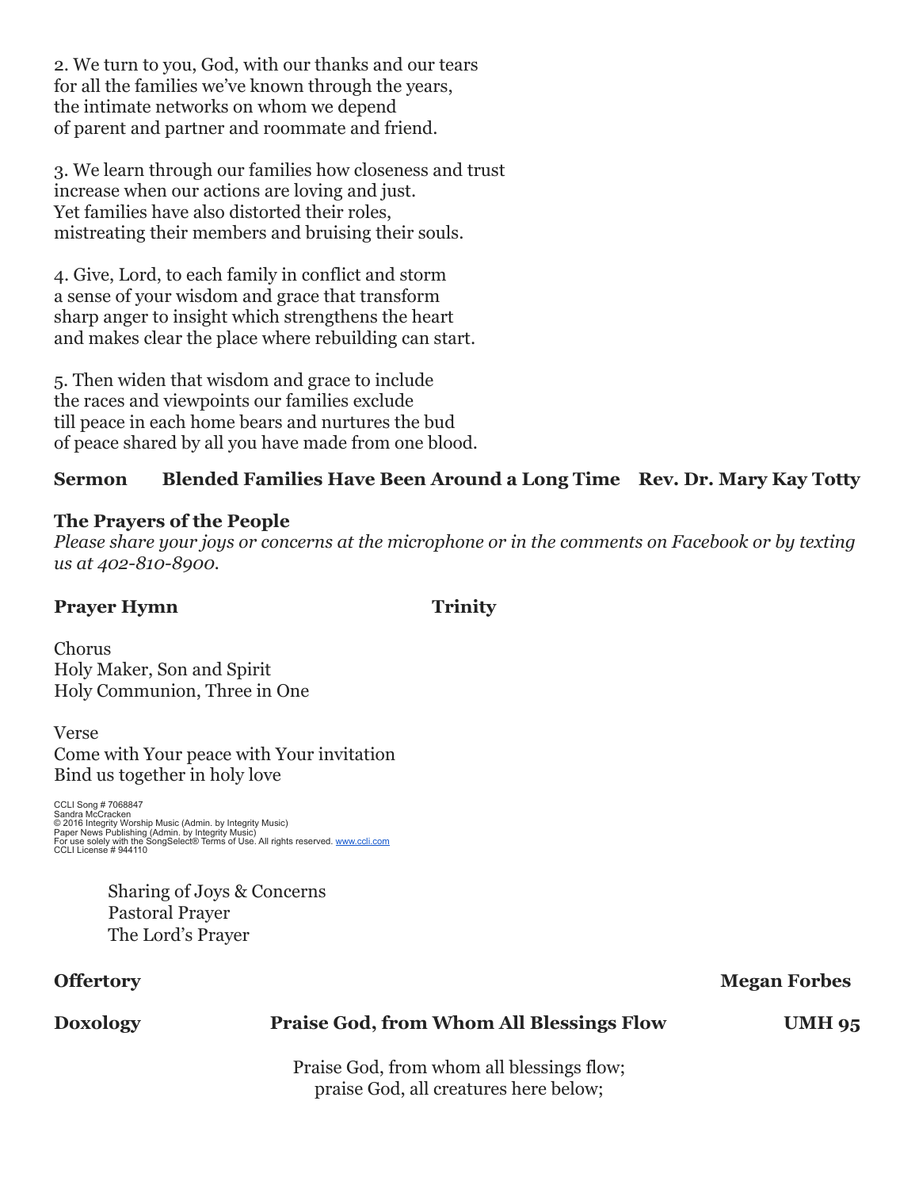2. We turn to you, God, with our thanks and our tears
for all the families we've known through the years,
the intimate networks on whom we depend
of parent and partner and roommate and friend.

3. We learn through our families how closeness and trust
increase when our actions are loving and just.
Yet families have also distorted their roles,
mistreating their members and bruising their souls.

4. Give, Lord, to each family in conflict and storm
a sense of your wisdom and grace that transform
sharp anger to insight which strengthens the heart
and makes clear the place where rebuilding can start.

5. Then widen that wisdom and grace to include
the races and viewpoints our families exclude
till peace in each home bears and nurtures the bud
of peace shared by all you have made from one blood.

**Sermon** **Blended Families Have Been Around a Long Time** **Rev. Dr. Mary Kay Totty**

**The Prayers of the People**

*Please share your joys or concerns at the microphone or in the comments on Facebook or by texting us at 402-810-8900.*

**Prayer Hymn** **Trinity**

Chorus
Holy Maker, Son and Spirit
Holy Communion, Three in One

Verse
Come with Your peace with Your invitation
Bind us together in holy love

CCLI Song # 7068847
Sandra McCracken
© 2016 Integrity Worship Music (Admin. by Integrity Music)
Paper News Publishing (Admin. by Integrity Music)
For use solely with the SongSelect® Terms of Use. All rights reserved. www.ccli.com
CCLI License # 944110

Sharing of Joys & Concerns
Pastoral Prayer
The Lord's Prayer

**Offertory** **Megan Forbes**

**Doxology** **Praise God, from Whom All Blessings Flow** **UMH 95**

Praise God, from whom all blessings flow;
praise God, all creatures here below;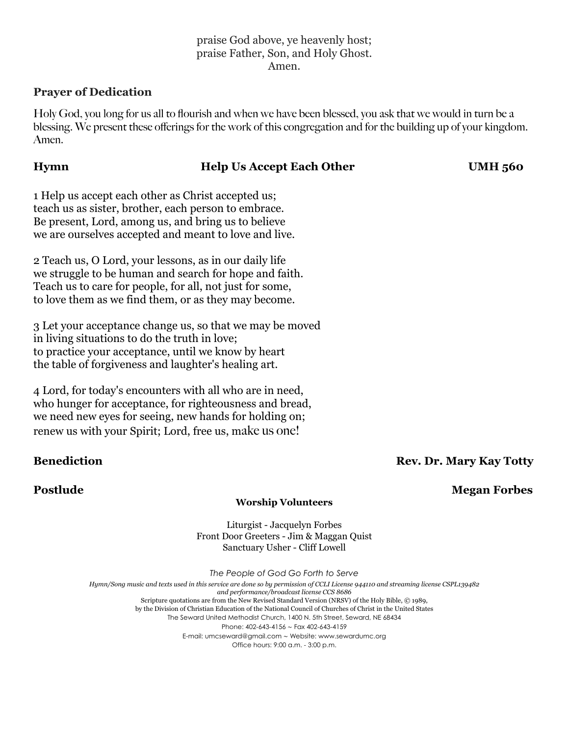praise God above, ye heavenly host;
praise Father, Son, and Holy Ghost.
Amen.

**Prayer of Dedication**

Holy God, you long for us all to flourish and when we have been blessed, you ask that we would in turn be a blessing. We present these offerings for the work of this congregation and for the building up of your kingdom. Amen.

**Hymn** **Help Us Accept Each Other** **UMH 560**

1 Help us accept each other as Christ accepted us;
teach us as sister, brother, each person to embrace.
Be present, Lord, among us, and bring us to believe
we are ourselves accepted and meant to love and live.

2 Teach us, O Lord, your lessons, as in our daily life
we struggle to be human and search for hope and faith.
Teach us to care for people, for all, not just for some,
to love them as we find them, or as they may become.

3 Let your acceptance change us, so that we may be moved
in living situations to do the truth in love;
to practice your acceptance, until we know by heart
the table of forgiveness and laughter's healing art.

4 Lord, for today's encounters with all who are in need,
who hunger for acceptance, for righteousness and bread,
we need new eyes for seeing, new hands for holding on;
renew us with your Spirit; Lord, free us, make us one!

**Benediction** **Rev. Dr. Mary Kay Totty**

**Postlude** **Megan Forbes**

**Worship Volunteers**

Liturgist - Jacquelyn Forbes
Front Door Greeters - Jim & Maggan Quist
Sanctuary Usher - Cliff Lowell

*The People of God Go Forth to Serve*

*Hymn/Song music and texts used in this service are done so by permission of CCLI License 944110 and streaming license CSPL139482 and performance/broadcast license CCS 8686*

Scripture quotations are from the New Revised Standard Version (NRSV) of the Holy Bible, © 1989, by the Division of Christian Education of the National Council of Churches of Christ in the United States

The Seward United Methodist Church, 1400 N. 5th Street, Seward, NE 68434

Phone: 402-643-4156 ~ Fax 402-643-4159

E-mail: umcseward@gmail.com ~ Website: www.sewardumc.org

Office hours: 9:00 a.m. - 3:00 p.m.